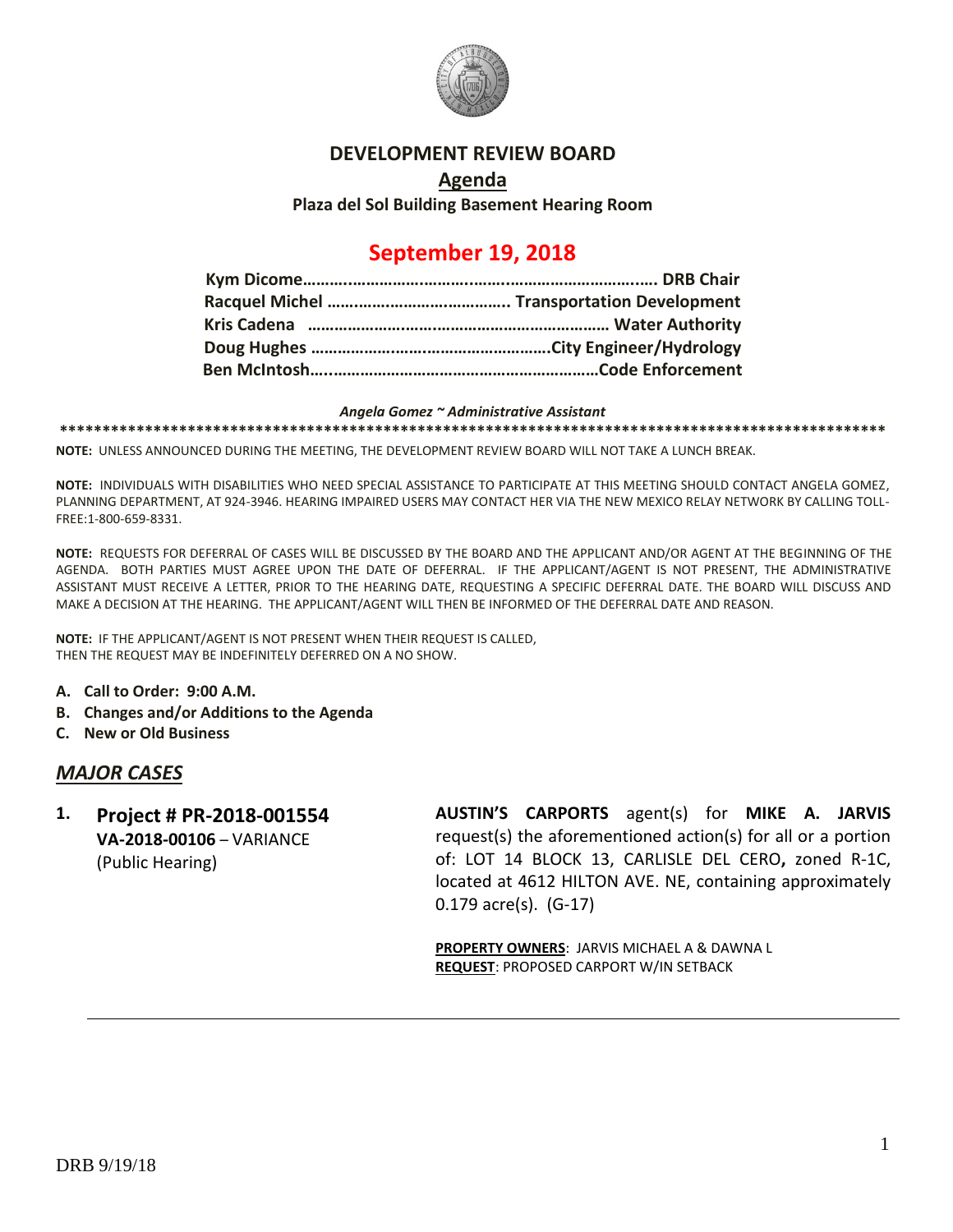# DEVELOPMENT REVIEW BOARD

## Agenda

**Plaza del Sol Building Basement Hearing Room**

## September 19, 2018

**Kym Dicome……………………………………………………………. DRB Chair**
**Racquel Michel ………………………………….. Transportation Development**
**Kris Cadena …………………………………………………………… Water Authority**
**Doug Hughes ……………………………………………….City Engineer/Hydrology**
**Ben McIntosh…………………………………………………………Code Enforcement**

***Angela Gomez ~ Administrative Assistant***

****************************************************************************************************

**NOTE:** UNLESS ANNOUNCED DURING THE MEETING, THE DEVELOPMENT REVIEW BOARD WILL NOT TAKE A LUNCH BREAK.

**NOTE:** INDIVIDUALS WITH DISABILITIES WHO NEED SPECIAL ASSISTANCE TO PARTICIPATE AT THIS MEETING SHOULD CONTACT ANGELA GOMEZ, PLANNING DEPARTMENT, AT 924-3946. HEARING IMPAIRED USERS MAY CONTACT HER VIA THE NEW MEXICO RELAY NETWORK BY CALLING TOLL-FREE:1-800-659-8331.

**NOTE:** REQUESTS FOR DEFERRAL OF CASES WILL BE DISCUSSED BY THE BOARD AND THE APPLICANT AND/OR AGENT AT THE BEGINNING OF THE AGENDA. BOTH PARTIES MUST AGREE UPON THE DATE OF DEFERRAL. IF THE APPLICANT/AGENT IS NOT PRESENT, THE ADMINISTRATIVE ASSISTANT MUST RECEIVE A LETTER, PRIOR TO THE HEARING DATE, REQUESTING A SPECIFIC DEFERRAL DATE. THE BOARD WILL DISCUSS AND MAKE A DECISION AT THE HEARING. THE APPLICANT/AGENT WILL THEN BE INFORMED OF THE DEFERRAL DATE AND REASON.

**NOTE:** IF THE APPLICANT/AGENT IS NOT PRESENT WHEN THEIR REQUEST IS CALLED, THEN THE REQUEST MAY BE INDEFINITELY DEFERRED ON A NO SHOW.

- **A. Call to Order: 9:00 A.M.**
- **B. Changes and/or Additions to the Agenda**
- **C. New or Old Business**

## *MAJOR CASES*

**1. Project # PR-2018-001554**
**VA-2018-00106** – VARIANCE
(Public Hearing)

**AUSTIN'S CARPORTS** agent(s) for **MIKE A. JARVIS** request(s) the aforementioned action(s) for all or a portion of: LOT 14 BLOCK 13, CARLISLE DEL CERO**,** zoned R-1C, located at 4612 HILTON AVE. NE, containing approximately 0.179 acre(s). (G-17)

**PROPERTY OWNERS**: JARVIS MICHAEL A & DAWNA L
**REQUEST**: PROPOSED CARPORT W/IN SETBACK

---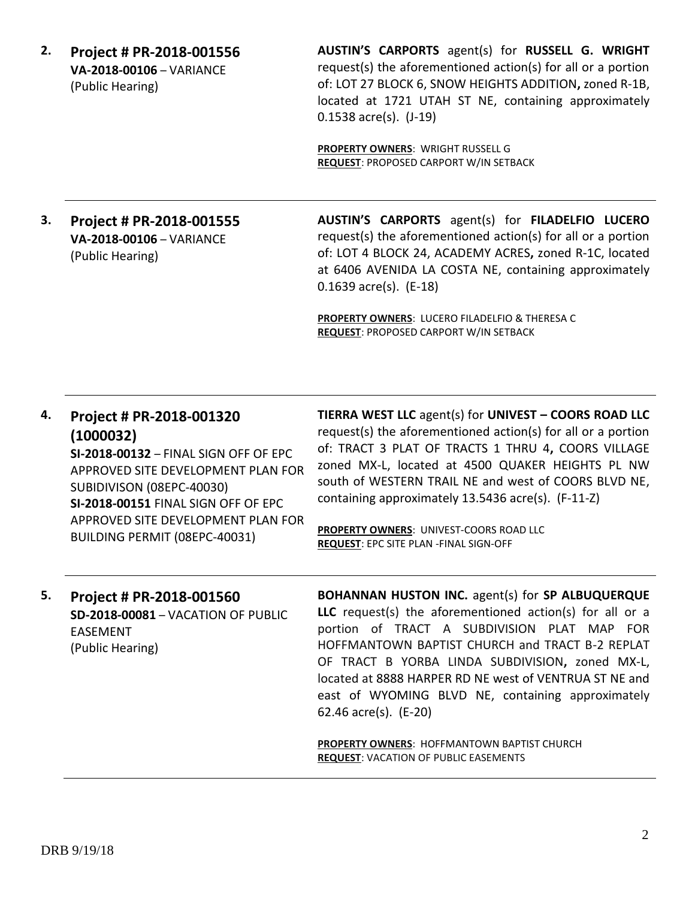**2. Project # PR-2018-001556**
**VA-2018-00106** – VARIANCE
(Public Hearing)

**AUSTIN'S CARPORTS** agent(s) for **RUSSELL G. WRIGHT** request(s) the aforementioned action(s) for all or a portion of: LOT 27 BLOCK 6, SNOW HEIGHTS ADDITION**,** zoned R-1B, located at 1721 UTAH ST NE, containing approximately 0.1538 acre(s). (J-19)

**PROPERTY OWNERS**: WRIGHT RUSSELL G
**REQUEST**: PROPOSED CARPORT W/IN SETBACK

---

**3. Project # PR-2018-001555**
**VA-2018-00106** – VARIANCE
(Public Hearing)

**AUSTIN'S CARPORTS** agent(s) for **FILADELFIO LUCERO** request(s) the aforementioned action(s) for all or a portion of: LOT 4 BLOCK 24, ACADEMY ACRES**,** zoned R-1C, located at 6406 AVENIDA LA COSTA NE, containing approximately 0.1639 acre(s). (E-18)

**PROPERTY OWNERS**: LUCERO FILADELFIO & THERESA C
**REQUEST**: PROPOSED CARPORT W/IN SETBACK

---

**4. Project # PR-2018-001320 (1000032)**
**SI-2018-00132** – FINAL SIGN OFF OF EPC APPROVED SITE DEVELOPMENT PLAN FOR SUBIDIVISON (08EPC-40030)
**SI-2018-00151** FINAL SIGN OFF OF EPC APPROVED SITE DEVELOPMENT PLAN FOR BUILDING PERMIT (08EPC-40031)

**TIERRA WEST LLC** agent(s) for **UNIVEST – COORS ROAD LLC** request(s) the aforementioned action(s) for all or a portion of: TRACT 3 PLAT OF TRACTS 1 THRU 4**,** COORS VILLAGE zoned MX-L, located at 4500 QUAKER HEIGHTS PL NW south of WESTERN TRAIL NE and west of COORS BLVD NE, containing approximately 13.5436 acre(s). (F-11-Z)

**PROPERTY OWNERS**: UNIVEST-COORS ROAD LLC
**REQUEST**: EPC SITE PLAN -FINAL SIGN-OFF

---

**5. Project # PR-2018-001560**
**SD-2018-00081** – VACATION OF PUBLIC EASEMENT
(Public Hearing)

**BOHANNAN HUSTON INC.** agent(s) for **SP ALBUQUERQUE LLC** request(s) the aforementioned action(s) for all or a portion of TRACT A SUBDIVISION PLAT MAP FOR HOFFMANTOWN BAPTIST CHURCH and TRACT B-2 REPLAT OF TRACT B YORBA LINDA SUBDIVISION**,** zoned MX-L, located at 8888 HARPER RD NE west of VENTRUA ST NE and east of WYOMING BLVD NE, containing approximately 62.46 acre(s). (E-20)

**PROPERTY OWNERS**: HOFFMANTOWN BAPTIST CHURCH
**REQUEST**: VACATION OF PUBLIC EASEMENTS

---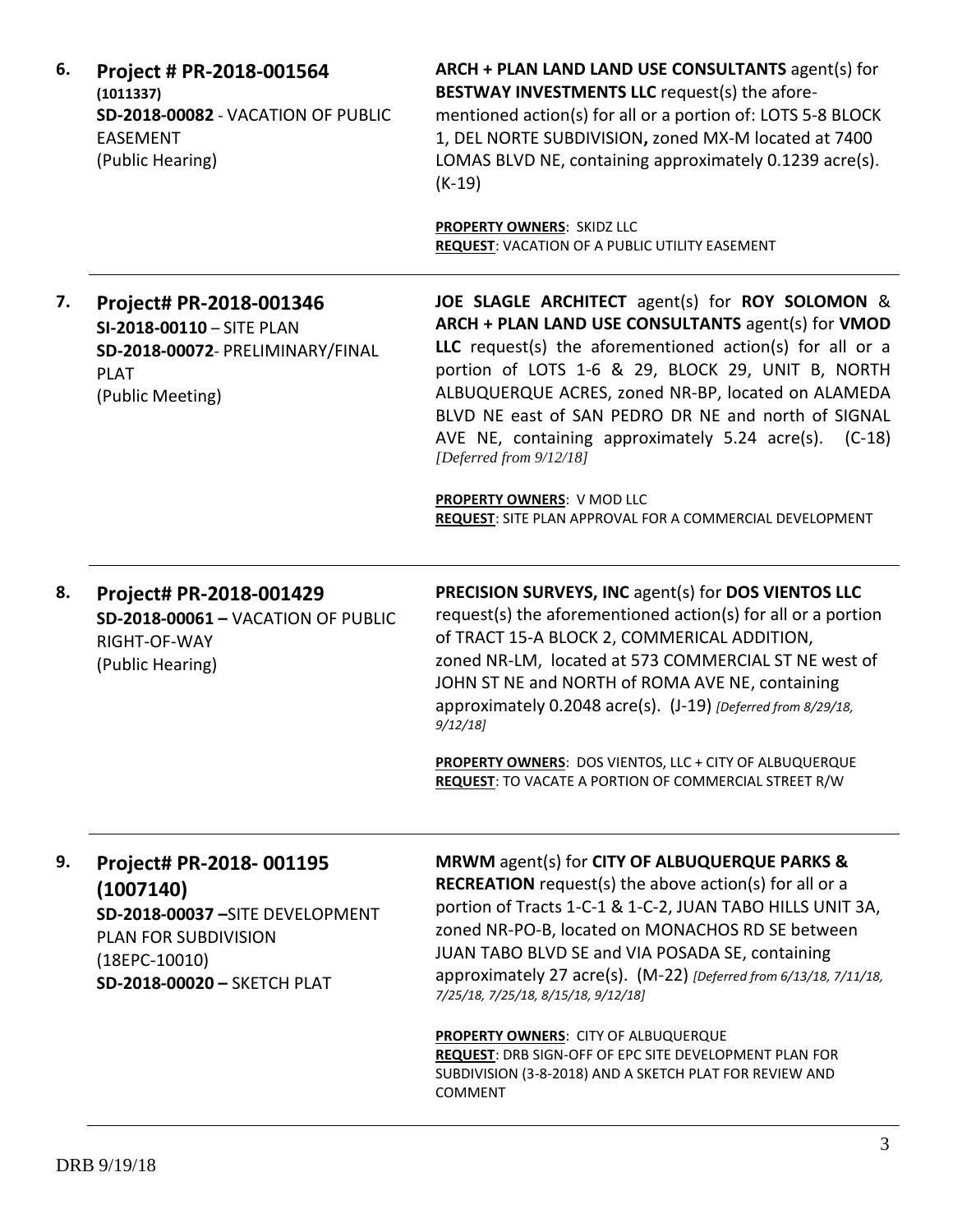6. **Project # PR-2018-001564**
**(1011337)**
**SD-2018-00082** - VACATION OF PUBLIC EASEMENT
(Public Hearing)

**ARCH + PLAN LAND LAND USE CONSULTANTS** agent(s) for **BESTWAY INVESTMENTS LLC** request(s) the afore-mentioned action(s) for all or a portion of: LOTS 5-8 BLOCK 1, DEL NORTE SUBDIVISION**,** zoned MX-M located at 7400 LOMAS BLVD NE, containing approximately 0.1239 acre(s). (K-19)

**PROPERTY OWNERS**: SKIDZ LLC
**REQUEST**: VACATION OF A PUBLIC UTILITY EASEMENT

---

7. **Project# PR-2018-001346**
**SI-2018-00110** – SITE PLAN
**SD-2018-00072**- PRELIMINARY/FINAL PLAT
(Public Meeting)

**JOE SLAGLE ARCHITECT** agent(s) for **ROY SOLOMON** & **ARCH + PLAN LAND USE CONSULTANTS** agent(s) for **VMOD LLC** request(s) the aforementioned action(s) for all or a portion of LOTS 1-6 & 29, BLOCK 29, UNIT B, NORTH ALBUQUERQUE ACRES, zoned NR-BP, located on ALAMEDA BLVD NE east of SAN PEDRO DR NE and north of SIGNAL AVE NE, containing approximately 5.24 acre(s). (C-18) *[Deferred from 9/12/18]*

**PROPERTY OWNERS**: V MOD LLC
**REQUEST**: SITE PLAN APPROVAL FOR A COMMERCIAL DEVELOPMENT

---

8. **Project# PR-2018-001429**
**SD-2018-00061 –** VACATION OF PUBLIC RIGHT-OF-WAY
(Public Hearing)

**PRECISION SURVEYS, INC** agent(s) for **DOS VIENTOS LLC** request(s) the aforementioned action(s) for all or a portion of TRACT 15-A BLOCK 2, COMMERICAL ADDITION, zoned NR-LM, located at 573 COMMERCIAL ST NE west of JOHN ST NE and NORTH of ROMA AVE NE, containing approximately 0.2048 acre(s). (J-19) *[Deferred from 8/29/18, 9/12/18]*

**PROPERTY OWNERS**: DOS VIENTOS, LLC + CITY OF ALBUQUERQUE
**REQUEST**: TO VACATE A PORTION OF COMMERCIAL STREET R/W

---

9. **Project# PR-2018- 001195 (1007140)**
**SD-2018-00037 –**SITE DEVELOPMENT PLAN FOR SUBDIVISION
(18EPC-10010)
**SD-2018-00020 –** SKETCH PLAT

**MRWM** agent(s) for **CITY OF ALBUQUERQUE PARKS & RECREATION** request(s) the above action(s) for all or a portion of Tracts 1-C-1 & 1-C-2, JUAN TABO HILLS UNIT 3A, zoned NR-PO-B, located on MONACHOS RD SE between JUAN TABO BLVD SE and VIA POSADA SE, containing approximately 27 acre(s). (M-22) *[Deferred from 6/13/18, 7/11/18, 7/25/18, 7/25/18, 8/15/18, 9/12/18]*

**PROPERTY OWNERS**: CITY OF ALBUQUERQUE
**REQUEST**: DRB SIGN-OFF OF EPC SITE DEVELOPMENT PLAN FOR SUBDIVISION (3-8-2018) AND A SKETCH PLAT FOR REVIEW AND COMMENT

---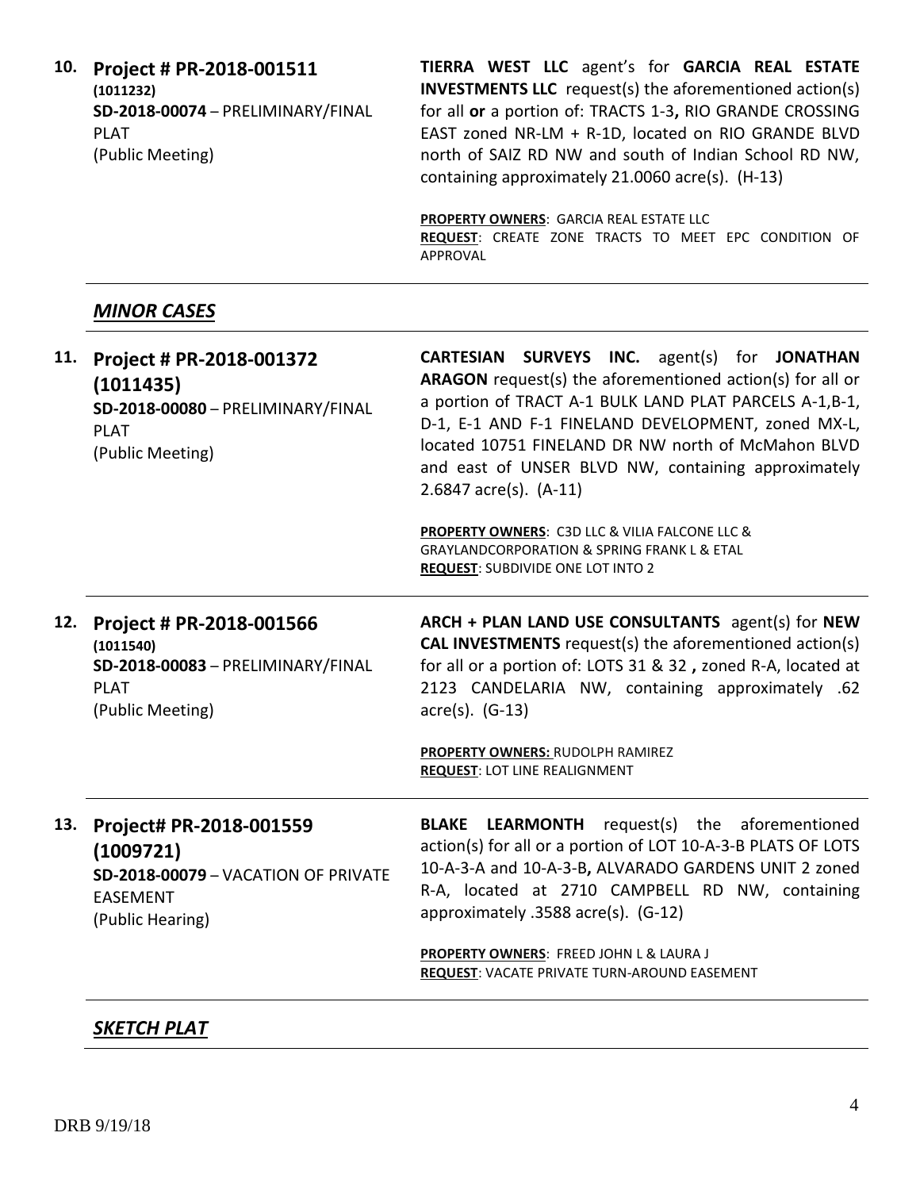**10. Project # PR-2018-001511**
**(1011232)**
**SD-2018-00074** – PRELIMINARY/FINAL PLAT
(Public Meeting)

**TIERRA WEST LLC** agent's for **GARCIA REAL ESTATE INVESTMENTS LLC** request(s) the aforementioned action(s) for all **or** a portion of: TRACTS 1-3**,** RIO GRANDE CROSSING EAST zoned NR-LM + R-1D, located on RIO GRANDE BLVD north of SAIZ RD NW and south of Indian School RD NW, containing approximately 21.0060 acre(s). (H-13)

**PROPERTY OWNERS**: GARCIA REAL ESTATE LLC
**REQUEST**: CREATE ZONE TRACTS TO MEET EPC CONDITION OF APPROVAL

---

## ***MINOR CASES***

---

**11. Project # PR-2018-001372**
**(1011435)**
**SD-2018-00080** – PRELIMINARY/FINAL PLAT
(Public Meeting)

**CARTESIAN SURVEYS INC.** agent(s) for **JONATHAN ARAGON** request(s) the aforementioned action(s) for all or a portion of TRACT A-1 BULK LAND PLAT PARCELS A-1,B-1, D-1, E-1 AND F-1 FINELAND DEVELOPMENT, zoned MX-L, located 10751 FINELAND DR NW north of McMahon BLVD and east of UNSER BLVD NW, containing approximately 2.6847 acre(s). (A-11)

**PROPERTY OWNERS**: C3D LLC & VILIA FALCONE LLC & GRAYLANDCORPORATION & SPRING FRANK L & ETAL
**REQUEST**: SUBDIVIDE ONE LOT INTO 2

---

**12. Project # PR-2018-001566**
**(1011540)**
**SD-2018-00083** – PRELIMINARY/FINAL PLAT
(Public Meeting)

**ARCH + PLAN LAND USE CONSULTANTS** agent(s) for **NEW CAL INVESTMENTS** request(s) the aforementioned action(s) for all or a portion of: LOTS 31 & 32 **,** zoned R-A, located at 2123 CANDELARIA NW, containing approximately .62 acre(s). (G-13)

**PROPERTY OWNERS:** RUDOLPH RAMIREZ
**REQUEST**: LOT LINE REALIGNMENT

---

**13. Project# PR-2018-001559**
**(1009721)**
**SD-2018-00079** – VACATION OF PRIVATE EASEMENT
(Public Hearing)

**BLAKE LEARMONTH** request(s) the aforementioned action(s) for all or a portion of LOT 10-A-3-B PLATS OF LOTS 10-A-3-A and 10-A-3-B**,** ALVARADO GARDENS UNIT 2 zoned R-A, located at 2710 CAMPBELL RD NW, containing approximately .3588 acre(s). (G-12)

**PROPERTY OWNERS**: FREED JOHN L & LAURA J
**REQUEST**: VACATE PRIVATE TURN-AROUND EASEMENT

---

## ***SKETCH PLAT***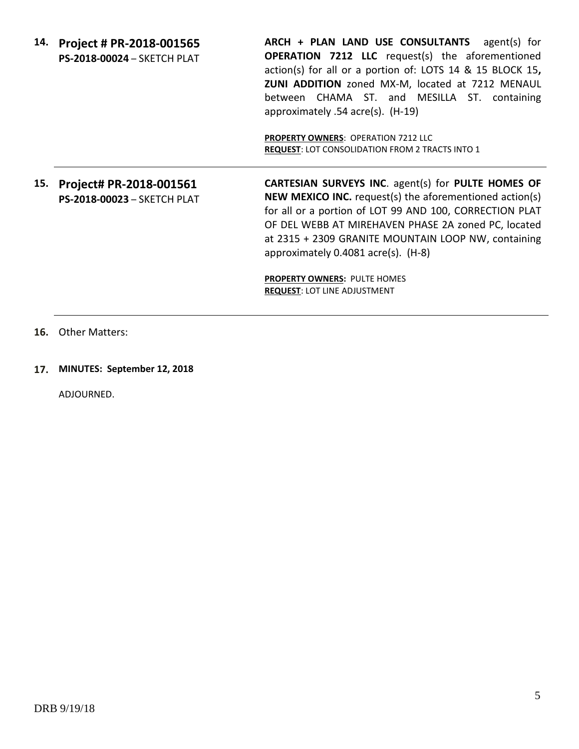**14. Project # PR-2018-001565**
**PS-2018-00024** – SKETCH PLAT

**ARCH + PLAN LAND USE CONSULTANTS** agent(s) for **OPERATION 7212 LLC** request(s) the aforementioned action(s) for all or a portion of: LOTS 14 & 15 BLOCK 15**, ZUNI ADDITION** zoned MX-M, located at 7212 MENAUL between CHAMA ST. and MESILLA ST. containing approximately .54 acre(s). (H-19)

**PROPERTY OWNERS**: OPERATION 7212 LLC
**REQUEST**: LOT CONSOLIDATION FROM 2 TRACTS INTO 1

---

**15. Project# PR-2018-001561**
**PS-2018-00023** – SKETCH PLAT

**CARTESIAN SURVEYS INC**. agent(s) for **PULTE HOMES OF NEW MEXICO INC.** request(s) the aforementioned action(s) for all or a portion of LOT 99 AND 100, CORRECTION PLAT OF DEL WEBB AT MIREHAVEN PHASE 2A zoned PC, located at 2315 + 2309 GRANITE MOUNTAIN LOOP NW, containing approximately 0.4081 acre(s). (H-8)

**PROPERTY OWNERS:** PULTE HOMES
**REQUEST**: LOT LINE ADJUSTMENT

---

**16.** Other Matters:

**17. MINUTES: September 12, 2018**

ADJOURNED.